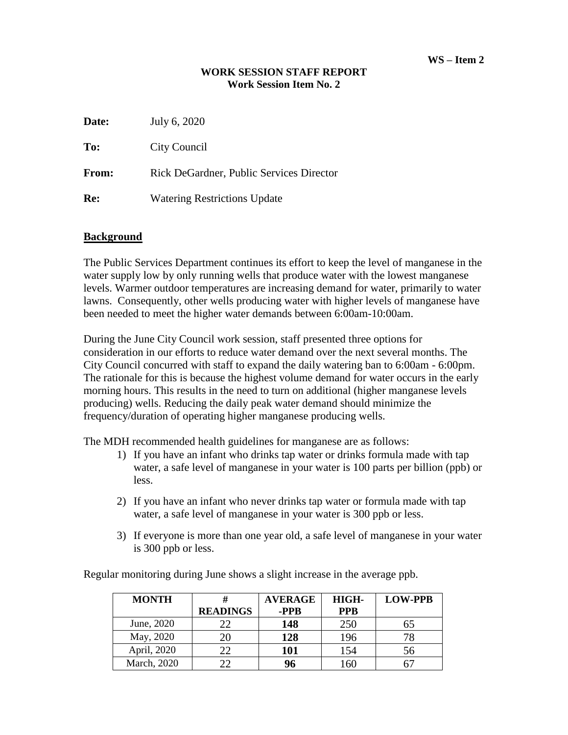**WS – Item 2**

**WORK SESSION STAFF REPORT**
**Work Session Item No. 2**

**Date:** July 6, 2020

**To:** City Council

**From:** Rick DeGardner, Public Services Director

**Re:** Watering Restrictions Update

## Background

The Public Services Department continues its effort to keep the level of manganese in the water supply low by only running wells that produce water with the lowest manganese levels. Warmer outdoor temperatures are increasing demand for water, primarily to water lawns. Consequently, other wells producing water with higher levels of manganese have been needed to meet the higher water demands between 6:00am-10:00am.

During the June City Council work session, staff presented three options for consideration in our efforts to reduce water demand over the next several months. The City Council concurred with staff to expand the daily watering ban to 6:00am - 6:00pm. The rationale for this is because the highest volume demand for water occurs in the early morning hours. This results in the need to turn on additional (higher manganese levels producing) wells. Reducing the daily peak water demand should minimize the frequency/duration of operating higher manganese producing wells.

The MDH recommended health guidelines for manganese are as follows:

1) If you have an infant who drinks tap water or drinks formula made with tap water, a safe level of manganese in your water is 100 parts per billion (ppb) or less.
2) If you have an infant who never drinks tap water or formula made with tap water, a safe level of manganese in your water is 300 ppb or less.
3) If everyone is more than one year old, a safe level of manganese in your water is 300 ppb or less.

Regular monitoring during June shows a slight increase in the average ppb.

| MONTH | # READINGS | AVERAGE -PPB | HIGH-PPB | LOW-PPB |
|---|---|---|---|---|
| June, 2020 | 22 | **148** | 250 | 65 |
| May, 2020 | 20 | **128** | 196 | 78 |
| April, 2020 | 22 | **101** | 154 | 56 |
| March, 2020 | 22 | **96** | 160 | 67 |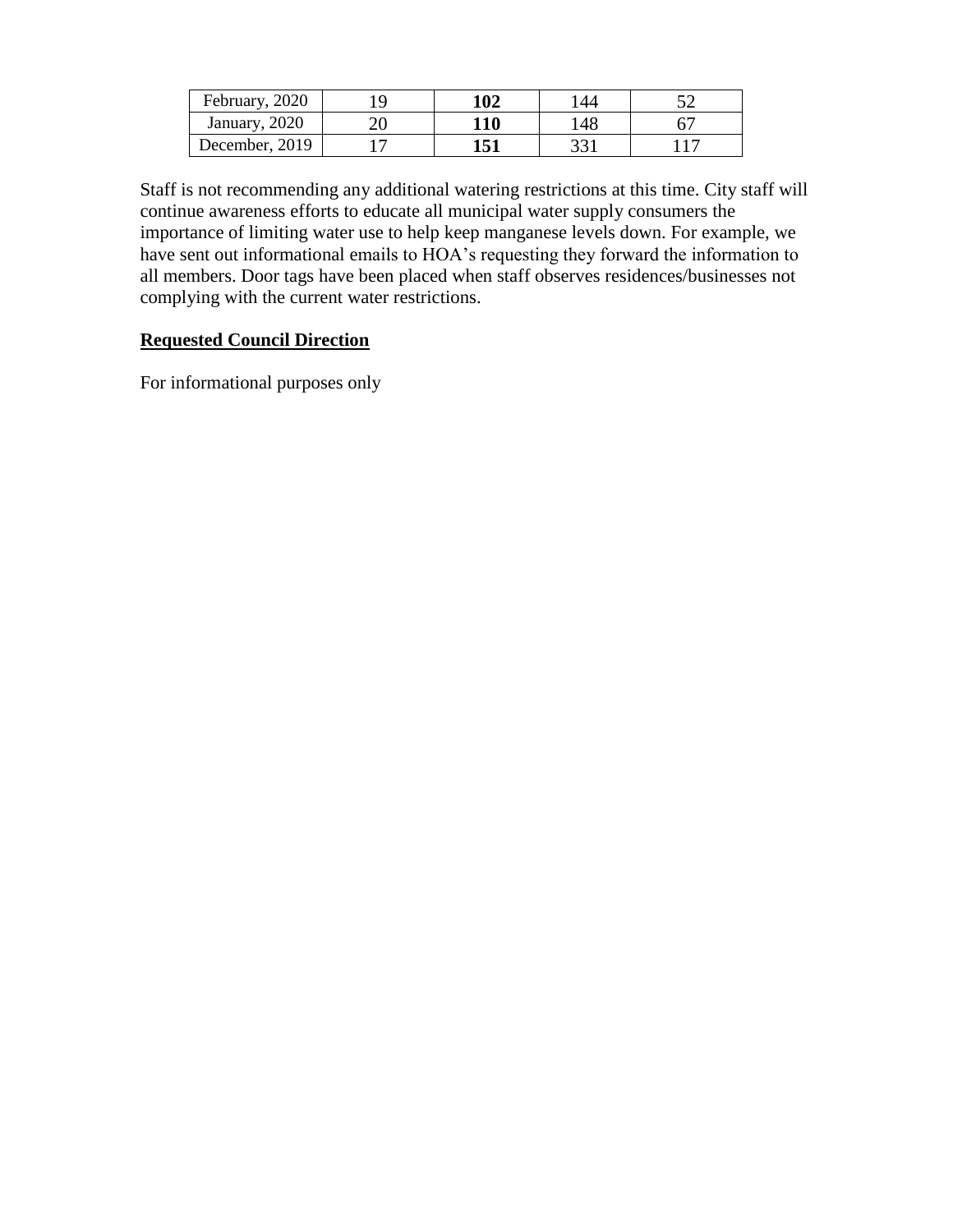| | | | | |
|---|---|---|---|---|
| February, 2020 | 19 | **102** | 144 | 52 |
| January, 2020 | 20 | **110** | 148 | 67 |
| December, 2019 | 17 | **151** | 331 | 117 |

Staff is not recommending any additional watering restrictions at this time. City staff will continue awareness efforts to educate all municipal water supply consumers the importance of limiting water use to help keep manganese levels down. For example, we have sent out informational emails to HOA's requesting they forward the information to all members. Door tags have been placed when staff observes residences/businesses not complying with the current water restrictions.

## Requested Council Direction

For informational purposes only